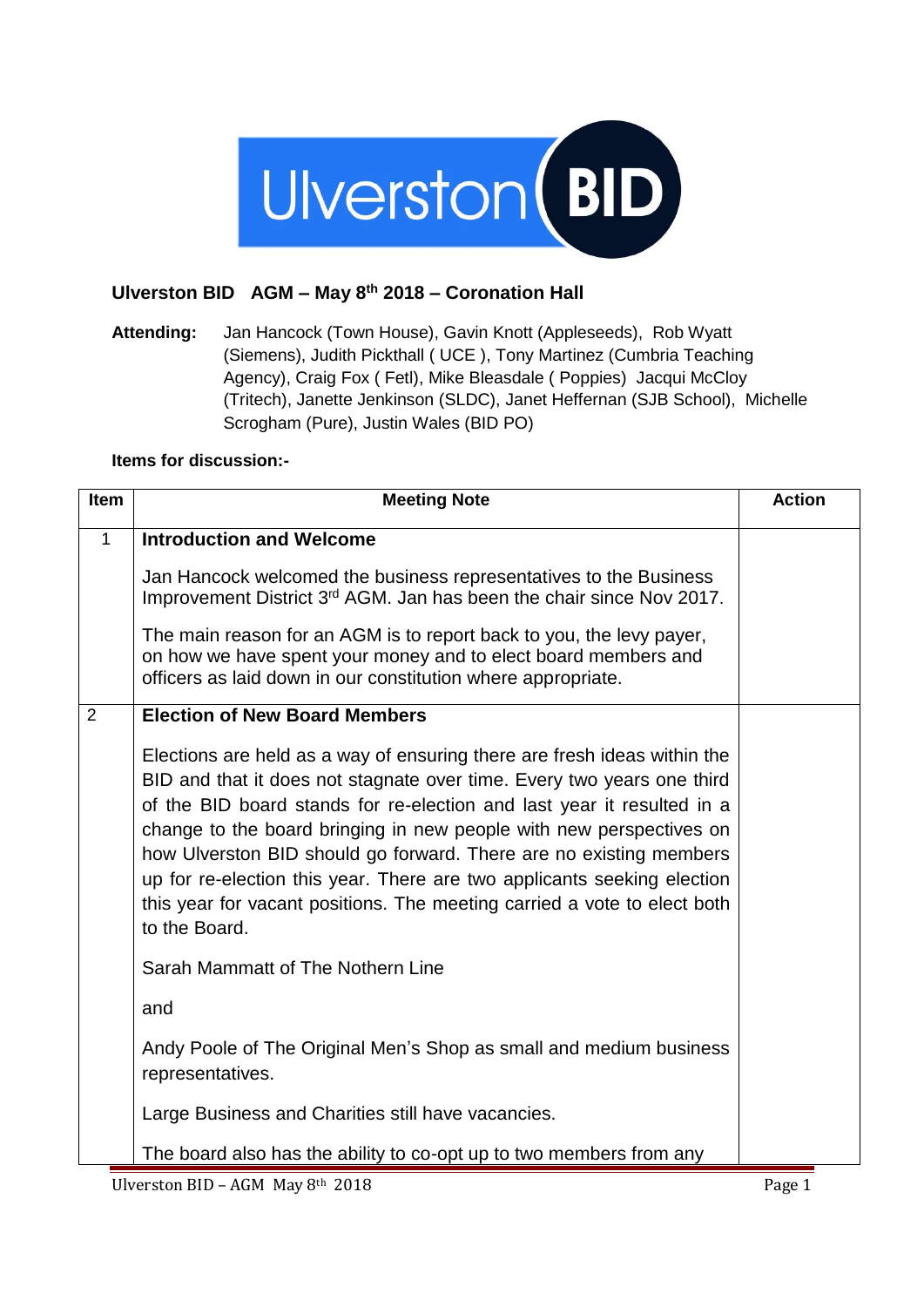# Ulverston BID

## Ulverston BID AGM – May 8th 2018 – Coronation Hall

**Attending:** Jan Hancock (Town House), Gavin Knott (Appleseeds), Rob Wyatt (Siemens), Judith Pickthall ( UCE ), Tony Martinez (Cumbria Teaching Agency), Craig Fox ( Fetl), Mike Bleasdale ( Poppies) Jacqui McCloy (Tritech), Janette Jenkinson (SLDC), Janet Heffernan (SJB School), Michelle Scrogham (Pure), Justin Wales (BID PO)

**Items for discussion:-**

| Item | Meeting Note | Action |
|---|---|---|
| 1 | **Introduction and Welcome**<br><br>Jan Hancock welcomed the business representatives to the Business Improvement District 3rd AGM. Jan has been the chair since Nov 2017.<br><br>The main reason for an AGM is to report back to you, the levy payer, on how we have spent your money and to elect board members and officers as laid down in our constitution where appropriate. | |
| 2 | **Election of New Board Members**<br><br>Elections are held as a way of ensuring there are fresh ideas within the BID and that it does not stagnate over time. Every two years one third of the BID board stands for re-election and last year it resulted in a change to the board bringing in new people with new perspectives on how Ulverston BID should go forward. There are no existing members up for re-election this year. There are two applicants seeking election this year for vacant positions. The meeting carried a vote to elect both to the Board.<br><br>Sarah Mammatt of The Nothern Line<br><br>and<br><br>Andy Poole of The Original Men's Shop as small and medium business representatives.<br><br>Large Business and Charities still have vacancies.<br><br>The board also has the ability to co-opt up to two members from any | |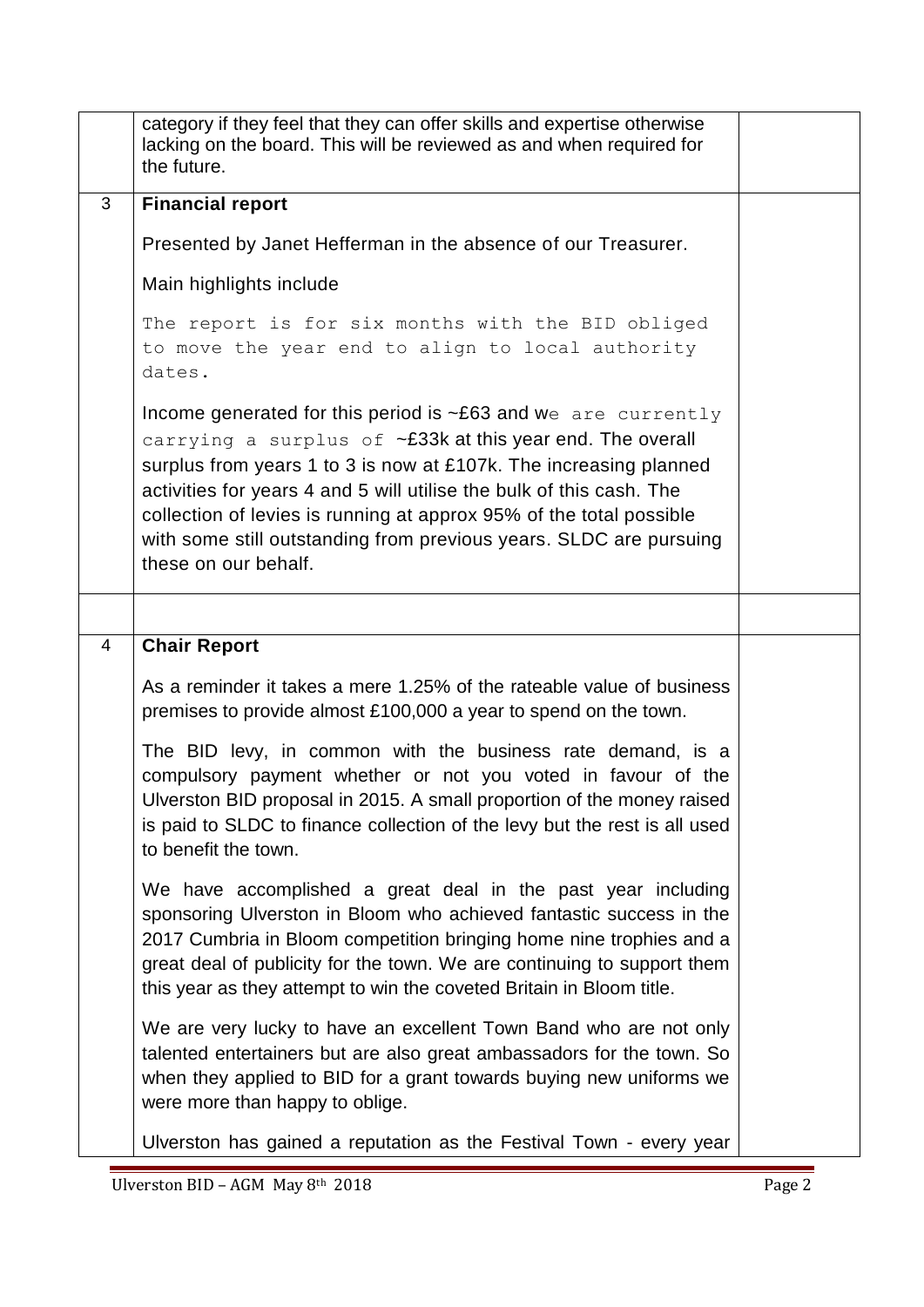| | | |
|---|---|---|
| | category if they feel that they can offer skills and expertise otherwise lacking on the board. This will be reviewed as and when required for the future. | |
| 3 | **Financial report**<br><br>Presented by Janet Hefferman in the absence of our Treasurer.<br><br>Main highlights include<br><br>The report is for six months with the BID obliged to move the year end to align to local authority dates.<br><br>Income generated for this period is ~£63 and we are currently carrying a surplus of ~£33k at this year end. The overall surplus from years 1 to 3 is now at £107k. The increasing planned activities for years 4 and 5 will utilise the bulk of this cash. The collection of levies is running at approx 95% of the total possible with some still outstanding from previous years. SLDC are pursuing these on our behalf. | |
| | | |
| 4 | **Chair Report**<br><br>As a reminder it takes a mere 1.25% of the rateable value of business premises to provide almost £100,000 a year to spend on the town.<br><br>The BID levy, in common with the business rate demand, is a compulsory payment whether or not you voted in favour of the Ulverston BID proposal in 2015. A small proportion of the money raised is paid to SLDC to finance collection of the levy but the rest is all used to benefit the town.<br><br>We have accomplished a great deal in the past year including sponsoring Ulverston in Bloom who achieved fantastic success in the 2017 Cumbria in Bloom competition bringing home nine trophies and a great deal of publicity for the town. We are continuing to support them this year as they attempt to win the coveted Britain in Bloom title.<br><br>We are very lucky to have an excellent Town Band who are not only talented entertainers but are also great ambassadors for the town. So when they applied to BID for a grant towards buying new uniforms we were more than happy to oblige.<br><br>Ulverston has gained a reputation as the Festival Town - every year | |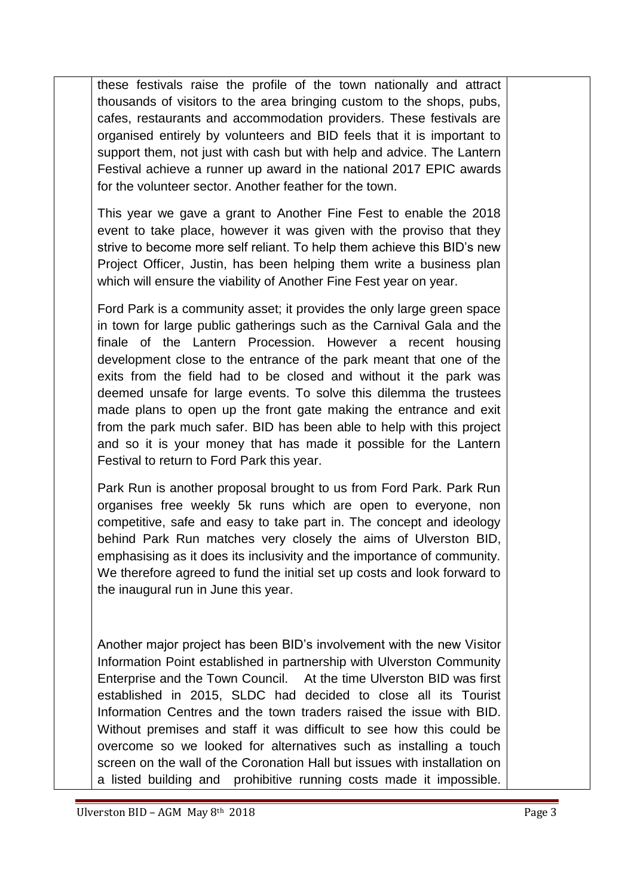these festivals raise the profile of the town nationally and attract thousands of visitors to the area bringing custom to the shops, pubs, cafes, restaurants and accommodation providers. These festivals are organised entirely by volunteers and BID feels that it is important to support them, not just with cash but with help and advice. The Lantern Festival achieve a runner up award in the national 2017 EPIC awards for the volunteer sector. Another feather for the town.

This year we gave a grant to Another Fine Fest to enable the 2018 event to take place, however it was given with the proviso that they strive to become more self reliant. To help them achieve this BID's new Project Officer, Justin, has been helping them write a business plan which will ensure the viability of Another Fine Fest year on year.

Ford Park is a community asset; it provides the only large green space in town for large public gatherings such as the Carnival Gala and the finale of the Lantern Procession. However a recent housing development close to the entrance of the park meant that one of the exits from the field had to be closed and without it the park was deemed unsafe for large events. To solve this dilemma the trustees made plans to open up the front gate making the entrance and exit from the park much safer. BID has been able to help with this project and so it is your money that has made it possible for the Lantern Festival to return to Ford Park this year.

Park Run is another proposal brought to us from Ford Park. Park Run organises free weekly 5k runs which are open to everyone, non competitive, safe and easy to take part in. The concept and ideology behind Park Run matches very closely the aims of Ulverston BID, emphasising as it does its inclusivity and the importance of community. We therefore agreed to fund the initial set up costs and look forward to the inaugural run in June this year.

Another major project has been BID's involvement with the new Visitor Information Point established in partnership with Ulverston Community Enterprise and the Town Council. At the time Ulverston BID was first established in 2015, SLDC had decided to close all its Tourist Information Centres and the town traders raised the issue with BID. Without premises and staff it was difficult to see how this could be overcome so we looked for alternatives such as installing a touch screen on the wall of the Coronation Hall but issues with installation on a listed building and prohibitive running costs made it impossible.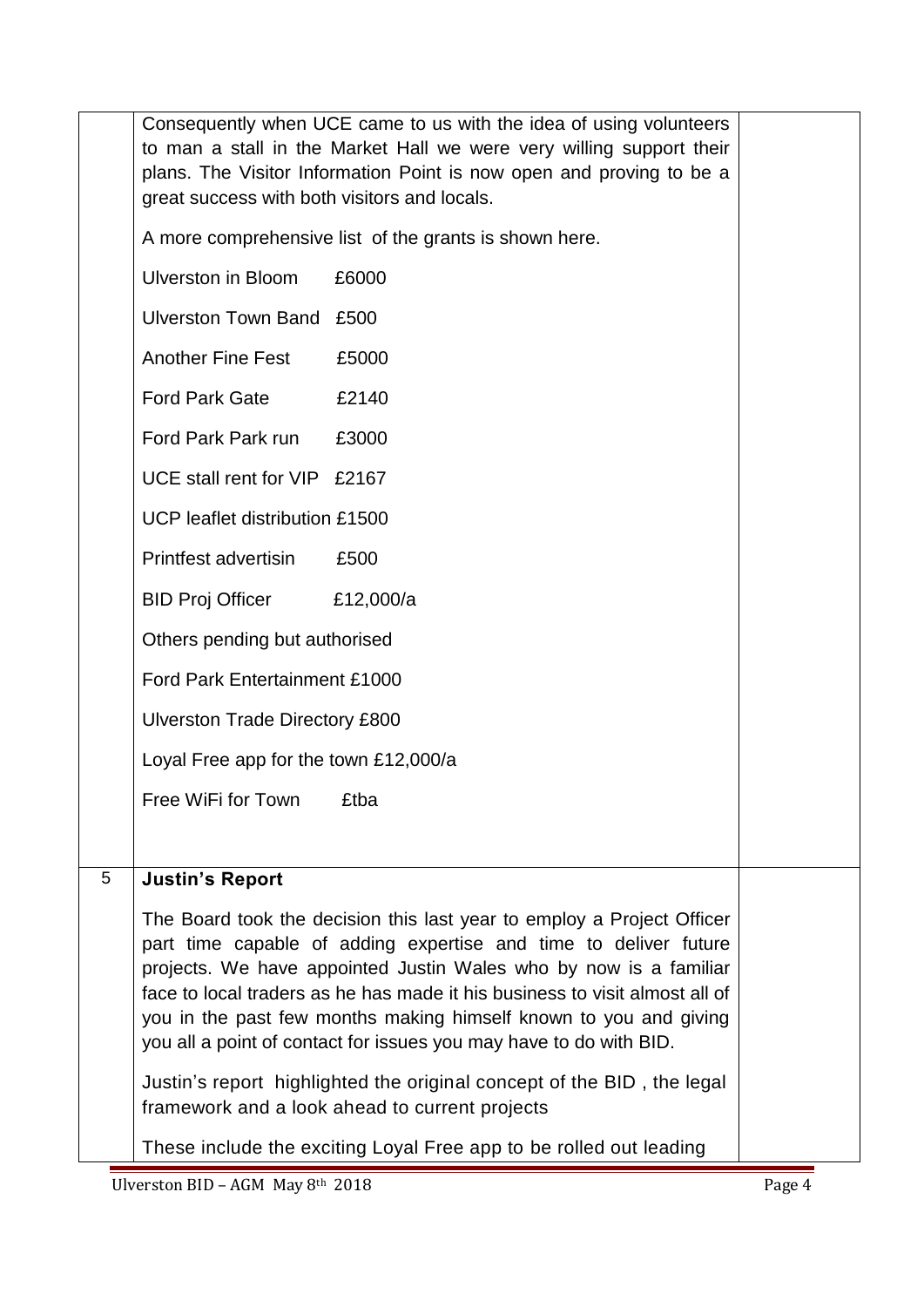| | | |
|---|---|---|
| | Consequently when UCE came to us with the idea of using volunteers to man a stall in the Market Hall we were very willing support their plans. The Visitor Information Point is now open and proving to be a great success with both visitors and locals.<br><br>A more comprehensive list of the grants is shown here.<br><br>Ulverston in Bloom £6000<br><br>Ulverston Town Band £500<br><br>Another Fine Fest £5000<br><br>Ford Park Gate £2140<br><br>Ford Park Park run £3000<br><br>UCE stall rent for VIP £2167<br><br>UCP leaflet distribution £1500<br><br>Printfest advertisin £500<br><br>BID Proj Officer £12,000/a<br><br>Others pending but authorised<br><br>Ford Park Entertainment £1000<br><br>Ulverston Trade Directory £800<br><br>Loyal Free app for the town £12,000/a<br><br>Free WiFi for Town £tba | |
| 5 | **Justin's Report**<br><br>The Board took the decision this last year to employ a Project Officer part time capable of adding expertise and time to deliver future projects. We have appointed Justin Wales who by now is a familiar face to local traders as he has made it his business to visit almost all of you in the past few months making himself known to you and giving you all a point of contact for issues you may have to do with BID.<br><br>Justin's report highlighted the original concept of the BID , the legal framework and a look ahead to current projects<br><br>These include the exciting Loyal Free app to be rolled out leading | |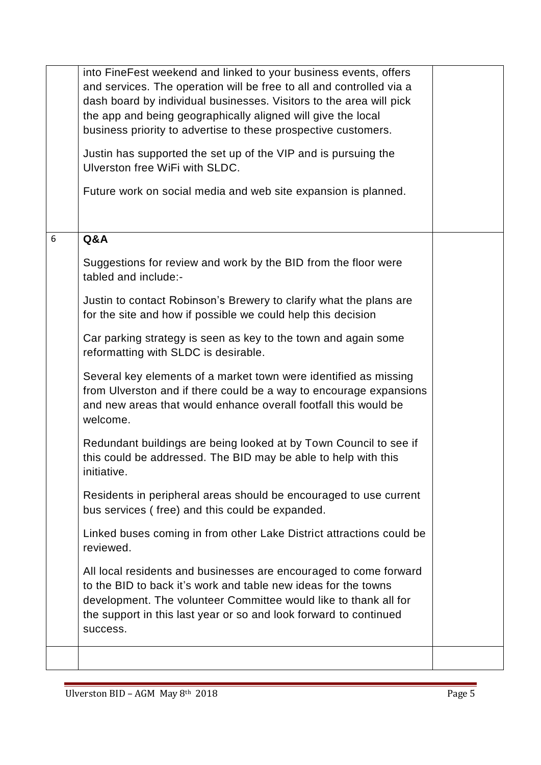| | | |
|---|---|---|
| | into FineFest weekend and linked to your business events, offers and services. The operation will be free to all and controlled via a dash board by individual businesses. Visitors to the area will pick the app and being geographically aligned will give the local business priority to advertise to these prospective customers.<br><br>Justin has supported the set up of the VIP and is pursuing the Ulverston free WiFi with SLDC.<br><br>Future work on social media and web site expansion is planned. | |
| 6 | **Q&A**<br><br>Suggestions for review and work by the BID from the floor were tabled and include:-<br><br>Justin to contact Robinson's Brewery to clarify what the plans are for the site and how if possible we could help this decision<br><br>Car parking strategy is seen as key to the town and again some reformatting with SLDC is desirable.<br><br>Several key elements of a market town were identified as missing from Ulverston and if there could be a way to encourage expansions and new areas that would enhance overall footfall this would be welcome.<br><br>Redundant buildings are being looked at by Town Council to see if this could be addressed. The BID may be able to help with this initiative.<br><br>Residents in peripheral areas should be encouraged to use current bus services ( free) and this could be expanded.<br><br>Linked buses coming in from other Lake District attractions could be reviewed.<br><br>All local residents and businesses are encouraged to come forward to the BID to back it's work and table new ideas for the towns development. The volunteer Committee would like to thank all for the support in this last year or so and look forward to continued success. | |
| | | |